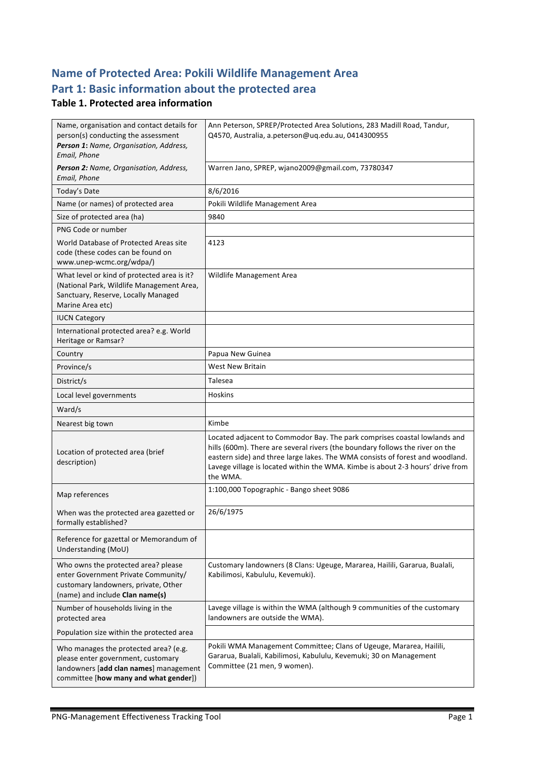# Name of Protected Area: Pokili Wildlife Management Area

# Part 1: Basic information about the protected area

### Table 1. Protected area information

| | |
|---|---|
| Name, organisation and contact details for person(s) conducting the assessment<br>***Person 1**: Name, Organisation, Address, Email, Phone* | Ann Peterson, SPREP/Protected Area Solutions, 283 Madill Road, Tandur, Q4570, Australia, a.peterson@uq.edu.au, 0414300955 |
| ***Person 2**: Name, Organisation, Address, Email, Phone* | Warren Jano, SPREP, wjano2009@gmail.com, 73780347 |
| Today's Date | 8/6/2016 |
| Name (or names) of protected area | Pokili Wildlife Management Area |
| Size of protected area (ha) | 9840 |
| PNG Code or number | |
| World Database of Protected Areas site code (these codes can be found on www.unep-wcmc.org/wdpa/) | 4123 |
| What level or kind of protected area is it? (National Park, Wildlife Management Area, Sanctuary, Reserve, Locally Managed Marine Area etc) | Wildlife Management Area |
| IUCN Category | |
| International protected area? e.g. World Heritage or Ramsar? | |
| Country | Papua New Guinea |
| Province/s | West New Britain |
| District/s | Talesea |
| Local level governments | Hoskins |
| Ward/s | |
| Nearest big town | Kimbe |
| Location of protected area (brief description) | Located adjacent to Commodor Bay. The park comprises coastal lowlands and hills (600m). There are several rivers (the boundary follows the river on the eastern side) and three large lakes. The WMA consists of forest and woodland. Lavege village is located within the WMA. Kimbe is about 2-3 hours' drive from the WMA. |
| Map references | 1:100,000 Topographic - Bango sheet 9086 |
| When was the protected area gazetted or formally established? | 26/6/1975 |
| Reference for gazettal or Memorandum of Understanding (MoU) | |
| Who owns the protected area? please enter Government Private Community/ customary landowners, private, Other (name) and include **Clan name(s)** | Customary landowners (8 Clans: Ugeuge, Mararea, Hailili, Gararua, Bualali, Kabilimosi, Kabululu, Kevemuki). |
| Number of households living in the protected area | Lavege village is within the WMA (although 9 communities of the customary landowners are outside the WMA). |
| Population size within the protected area | |
| Who manages the protected area? (e.g. please enter government, customary landowners [**add clan names**] management committee [**how many and what gender**]) | Pokili WMA Management Committee; Clans of Ugeuge, Mararea, Hailili, Gararua, Bualali, Kabilimosi, Kabululu, Kevemuki; 30 on Management Committee (21 men, 9 women). |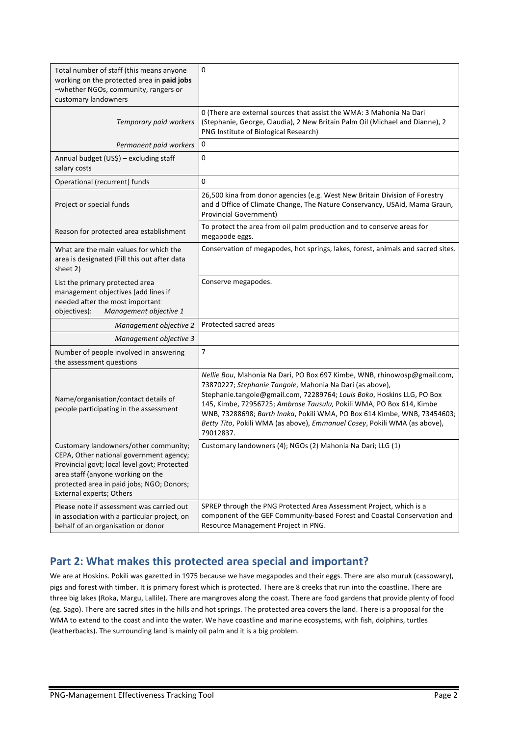| | |
|---|---|
| Total number of staff (this means anyone working on the protected area in **paid jobs** –whether NGOs, community, rangers or customary landowners | 0 |
| *Temporary paid workers* | 0 (There are external sources that assist the WMA: 3 Mahonia Na Dari (Stephanie, George, Claudia), 2 New Britain Palm Oil (Michael and Dianne), 2 PNG Institute of Biological Research) |
| *Permanent paid workers* | 0 |
| Annual budget (US$) **–** excluding staff salary costs | 0 |
| Operational (recurrent) funds | 0 |
| Project or special funds | 26,500 kina from donor agencies (e.g. West New Britain Division of Forestry and d Office of Climate Change, The Nature Conservancy, USAid, Mama Graun, Provincial Government) |
| Reason for protected area establishment | To protect the area from oil palm production and to conserve areas for megapode eggs. |
| What are the main values for which the area is designated (Fill this out after data sheet 2) | Conservation of megapodes, hot springs, lakes, forest, animals and sacred sites. |
| List the primary protected area management objectives (add lines if needed after the most important objectives): *Management objective 1* | Conserve megapodes. |
| *Management objective 2* | Protected sacred areas |
| *Management objective 3* | |
| Number of people involved in answering the assessment questions | 7 |
| Name/organisation/contact details of people participating in the assessment | *Nellie Bou*, Mahonia Na Dari, PO Box 697 Kimbe, WNB, rhinowosp@gmail.com, 73870227; *Stephanie Tangole*, Mahonia Na Dari (as above), Stephanie.tangole@gmail.com, 72289764; *Louis Boko*, Hoskins LLG, PO Box 145, Kimbe, 72956725; *Ambrose Tausulu,* Pokili WMA, PO Box 614, Kimbe WNB, 73288698; *Barth Inaka*, Pokili WMA, PO Box 614 Kimbe, WNB, 73454603; *Betty Tito*, Pokili WMA (as above), *Emmanuel Cosey*, Pokili WMA (as above), 79012837. |
| Customary landowners/other community; CEPA, Other national government agency; Provincial govt; local level govt; Protected area staff (anyone working on the protected area in paid jobs; NGO; Donors; External experts; Others | Customary landowners (4); NGOs (2) Mahonia Na Dari; LLG (1) |
| Please note if assessment was carried out in association with a particular project, on behalf of an organisation or donor | SPREP through the PNG Protected Area Assessment Project, which is a component of the GEF Community-based Forest and Coastal Conservation and Resource Management Project in PNG. |

## Part 2: What makes this protected area special and important?

We are at Hoskins. Pokili was gazetted in 1975 because we have megapodes and their eggs. There are also muruk (cassowary), pigs and forest with timber. It is primary forest which is protected. There are 8 creeks that run into the coastline. There are three big lakes (Roka, Margu, Lallile). There are mangroves along the coast. There are food gardens that provide plenty of food (eg. Sago). There are sacred sites in the hills and hot springs. The protected area covers the land. There is a proposal for the WMA to extend to the coast and into the water. We have coastline and marine ecosystems, with fish, dolphins, turtles (leatherbacks). The surrounding land is mainly oil palm and it is a big problem.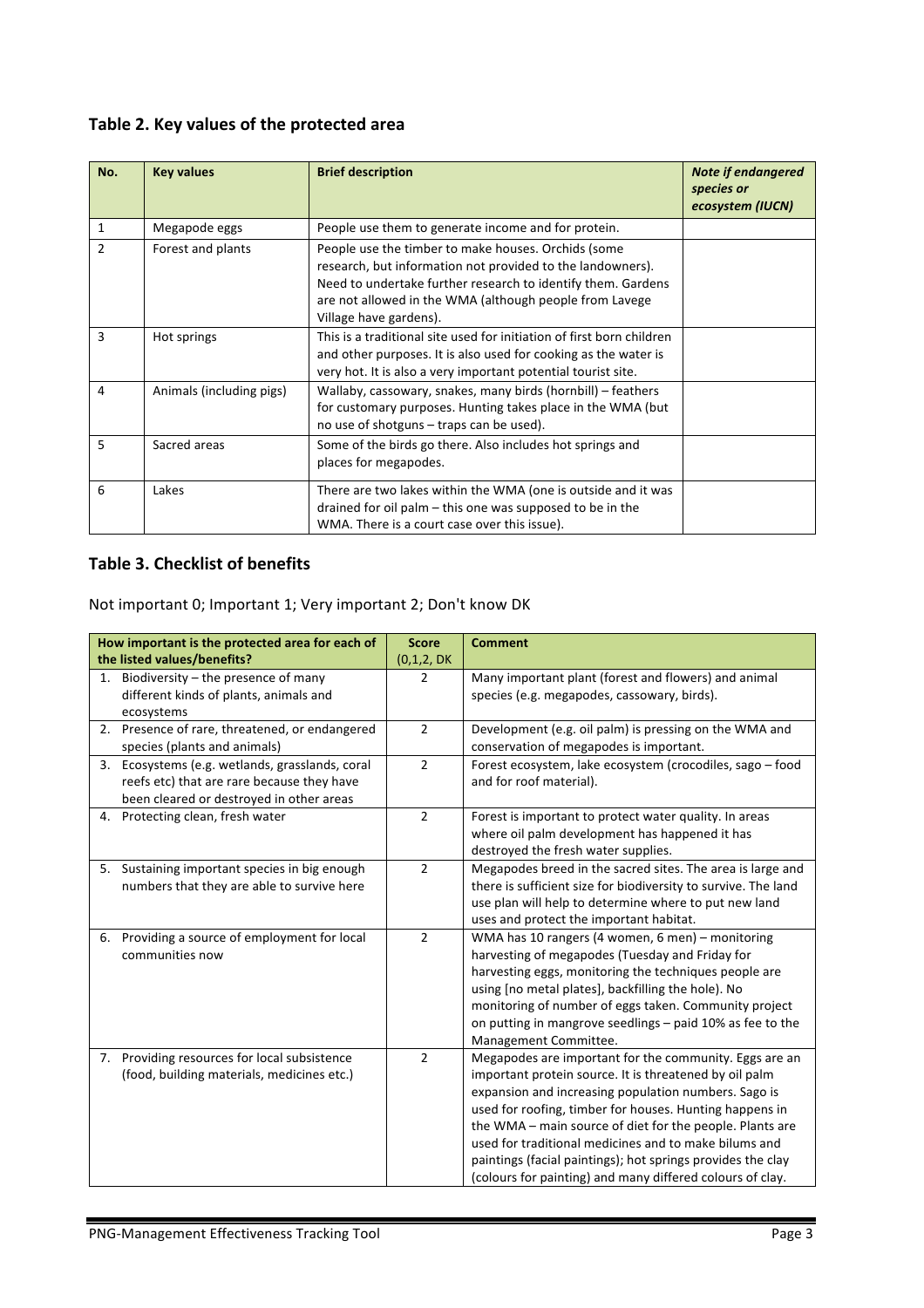## Table 2. Key values of the protected area

| No. | Key values | Brief description | *Note if endangered species or ecosystem (IUCN)* |
|---|---|---|---|
| 1 | Megapode eggs | People use them to generate income and for protein. | |
| 2 | Forest and plants | People use the timber to make houses. Orchids (some research, but information not provided to the landowners). Need to undertake further research to identify them. Gardens are not allowed in the WMA (although people from Lavege Village have gardens). | |
| 3 | Hot springs | This is a traditional site used for initiation of first born children and other purposes. It is also used for cooking as the water is very hot. It is also a very important potential tourist site. | |
| 4 | Animals (including pigs) | Wallaby, cassowary, snakes, many birds (hornbill) – feathers for customary purposes. Hunting takes place in the WMA (but no use of shotguns – traps can be used). | |
| 5 | Sacred areas | Some of the birds go there. Also includes hot springs and places for megapodes. | |
| 6 | Lakes | There are two lakes within the WMA (one is outside and it was drained for oil palm – this one was supposed to be in the WMA. There is a court case over this issue). | |

## Table 3. Checklist of benefits

Not important 0; Important 1; Very important 2; Don't know DK

| How important is the protected area for each of the listed values/benefits? | Score (0,1,2, DK | Comment |
|---|---|---|
| 1. Biodiversity – the presence of many different kinds of plants, animals and ecosystems | 2 | Many important plant (forest and flowers) and animal species (e.g. megapodes, cassowary, birds). |
| 2. Presence of rare, threatened, or endangered species (plants and animals) | 2 | Development (e.g. oil palm) is pressing on the WMA and conservation of megapodes is important. |
| 3. Ecosystems (e.g. wetlands, grasslands, coral reefs etc) that are rare because they have been cleared or destroyed in other areas | 2 | Forest ecosystem, lake ecosystem (crocodiles, sago – food and for roof material). |
| 4. Protecting clean, fresh water | 2 | Forest is important to protect water quality. In areas where oil palm development has happened it has destroyed the fresh water supplies. |
| 5. Sustaining important species in big enough numbers that they are able to survive here | 2 | Megapodes breed in the sacred sites. The area is large and there is sufficient size for biodiversity to survive. The land use plan will help to determine where to put new land uses and protect the important habitat. |
| 6. Providing a source of employment for local communities now | 2 | WMA has 10 rangers (4 women, 6 men) – monitoring harvesting of megapodes (Tuesday and Friday for harvesting eggs, monitoring the techniques people are using [no metal plates], backfilling the hole). No monitoring of number of eggs taken. Community project on putting in mangrove seedlings – paid 10% as fee to the Management Committee. |
| 7. Providing resources for local subsistence (food, building materials, medicines etc.) | 2 | Megapodes are important for the community. Eggs are an important protein source. It is threatened by oil palm expansion and increasing population numbers. Sago is used for roofing, timber for houses. Hunting happens in the WMA – main source of diet for the people. Plants are used for traditional medicines and to make bilums and paintings (facial paintings); hot springs provides the clay (colours for painting) and many differed colours of clay. |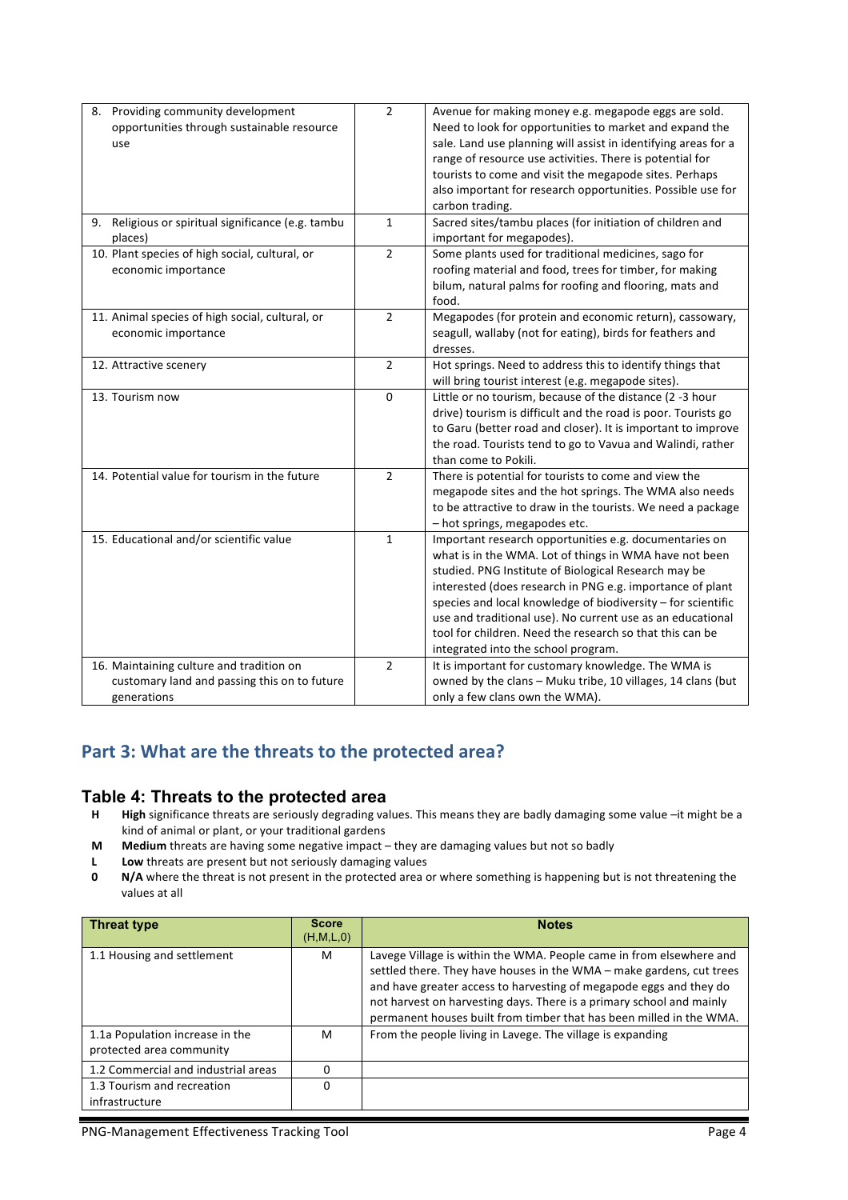| | | |
|---|---|---|
| 8. Providing community development opportunities through sustainable resource use | 2 | Avenue for making money e.g. megapode eggs are sold. Need to look for opportunities to market and expand the sale. Land use planning will assist in identifying areas for a range of resource use activities. There is potential for tourists to come and visit the megapode sites. Perhaps also important for research opportunities. Possible use for carbon trading. |
| 9. Religious or spiritual significance (e.g. tambu places) | 1 | Sacred sites/tambu places (for initiation of children and important for megapodes). |
| 10. Plant species of high social, cultural, or economic importance | 2 | Some plants used for traditional medicines, sago for roofing material and food, trees for timber, for making bilum, natural palms for roofing and flooring, mats and food. |
| 11. Animal species of high social, cultural, or economic importance | 2 | Megapodes (for protein and economic return), cassowary, seagull, wallaby (not for eating), birds for feathers and dresses. |
| 12. Attractive scenery | 2 | Hot springs. Need to address this to identify things that will bring tourist interest (e.g. megapode sites). |
| 13. Tourism now | 0 | Little or no tourism, because of the distance (2 -3 hour drive) tourism is difficult and the road is poor. Tourists go to Garu (better road and closer). It is important to improve the road. Tourists tend to go to Vavua and Walindi, rather than come to Pokili. |
| 14. Potential value for tourism in the future | 2 | There is potential for tourists to come and view the megapode sites and the hot springs. The WMA also needs to be attractive to draw in the tourists. We need a package – hot springs, megapodes etc. |
| 15. Educational and/or scientific value | 1 | Important research opportunities e.g. documentaries on what is in the WMA. Lot of things in WMA have not been studied. PNG Institute of Biological Research may be interested (does research in PNG e.g. importance of plant species and local knowledge of biodiversity – for scientific use and traditional use). No current use as an educational tool for children. Need the research so that this can be integrated into the school program. |
| 16. Maintaining culture and tradition on customary land and passing this on to future generations | 2 | It is important for customary knowledge. The WMA is owned by the clans – Muku tribe, 10 villages, 14 clans (but only a few clans own the WMA). |

## Part 3: What are the threats to the protected area?

### Table 4: Threats to the protected area

- **H** **High** significance threats are seriously degrading values. This means they are badly damaging some value –it might be a kind of animal or plant, or your traditional gardens
- **M** **Medium** threats are having some negative impact – they are damaging values but not so badly
- **L** **Low** threats are present but not seriously damaging values
- **0** **N/A** where the threat is not present in the protected area or where something is happening but is not threatening the values at all

| Threat type | Score (H,M,L,0) | Notes |
|---|---|---|
| 1.1 Housing and settlement | M | Lavege Village is within the WMA. People came in from elsewhere and settled there. They have houses in the WMA – make gardens, cut trees and have greater access to harvesting of megapode eggs and they do not harvest on harvesting days. There is a primary school and mainly permanent houses built from timber that has been milled in the WMA. |
| 1.1a Population increase in the protected area community | M | From the people living in Lavege. The village is expanding |
| 1.2 Commercial and industrial areas | 0 | |
| 1.3 Tourism and recreation infrastructure | 0 | |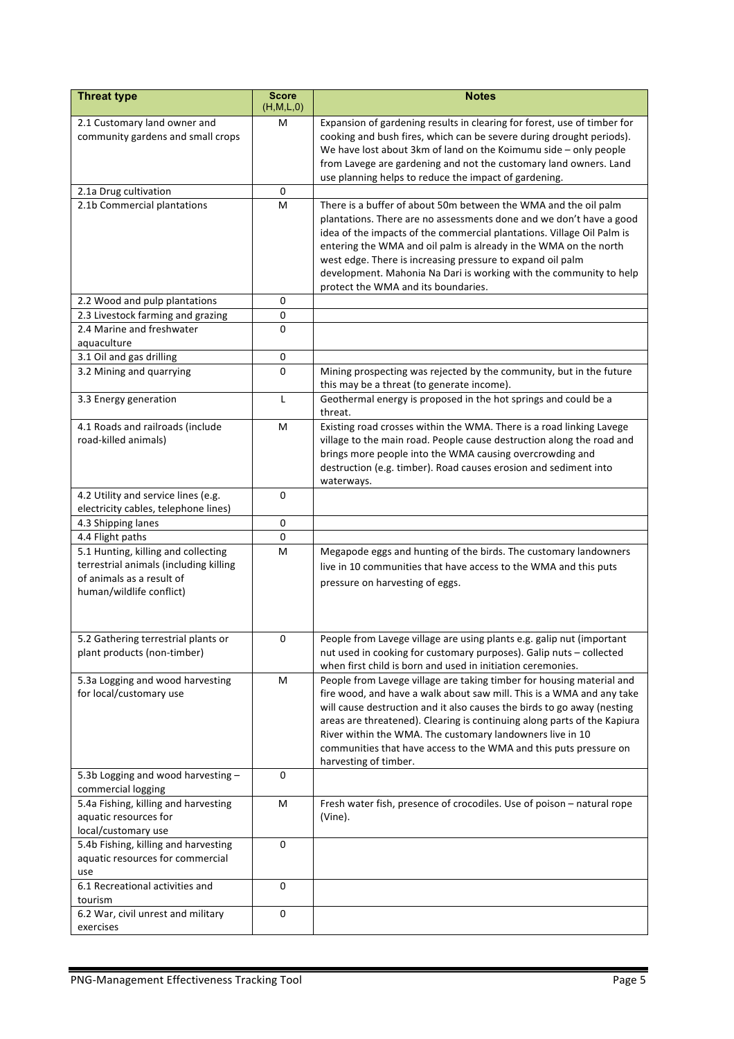| Threat type | Score (H,M,L,0) | Notes |
|---|---|---|
| 2.1 Customary land owner and community gardens and small crops | M | Expansion of gardening results in clearing for forest, use of timber for cooking and bush fires, which can be severe during drought periods). We have lost about 3km of land on the Koimumu side – only people from Lavege are gardening and not the customary land owners. Land use planning helps to reduce the impact of gardening. |
| 2.1a Drug cultivation | 0 | |
| 2.1b Commercial plantations | M | There is a buffer of about 50m between the WMA and the oil palm plantations. There are no assessments done and we don't have a good idea of the impacts of the commercial plantations. Village Oil Palm is entering the WMA and oil palm is already in the WMA on the north west edge. There is increasing pressure to expand oil palm development. Mahonia Na Dari is working with the community to help protect the WMA and its boundaries. |
| 2.2 Wood and pulp plantations | 0 | |
| 2.3 Livestock farming and grazing | 0 | |
| 2.4 Marine and freshwater aquaculture | 0 | |
| 3.1 Oil and gas drilling | 0 | |
| 3.2 Mining and quarrying | 0 | Mining prospecting was rejected by the community, but in the future this may be a threat (to generate income). |
| 3.3 Energy generation | L | Geothermal energy is proposed in the hot springs and could be a threat. |
| 4.1 Roads and railroads (include road-killed animals) | M | Existing road crosses within the WMA. There is a road linking Lavege village to the main road. People cause destruction along the road and brings more people into the WMA causing overcrowding and destruction (e.g. timber). Road causes erosion and sediment into waterways. |
| 4.2 Utility and service lines (e.g. electricity cables, telephone lines) | 0 | |
| 4.3 Shipping lanes | 0 | |
| 4.4 Flight paths | 0 | |
| 5.1 Hunting, killing and collecting terrestrial animals (including killing of animals as a result of human/wildlife conflict) | M | Megapode eggs and hunting of the birds. The customary landowners live in 10 communities that have access to the WMA and this puts pressure on harvesting of eggs. |
| 5.2 Gathering terrestrial plants or plant products (non-timber) | 0 | People from Lavege village are using plants e.g. galip nut (important nut used in cooking for customary purposes). Galip nuts – collected when first child is born and used in initiation ceremonies. |
| 5.3a Logging and wood harvesting for local/customary use | M | People from Lavege village are taking timber for housing material and fire wood, and have a walk about saw mill. This is a WMA and any take will cause destruction and it also causes the birds to go away (nesting areas are threatened). Clearing is continuing along parts of the Kapiura River within the WMA. The customary landowners live in 10 communities that have access to the WMA and this puts pressure on harvesting of timber. |
| 5.3b Logging and wood harvesting – commercial logging | 0 | |
| 5.4a Fishing, killing and harvesting aquatic resources for local/customary use | M | Fresh water fish, presence of crocodiles. Use of poison – natural rope (Vine). |
| 5.4b Fishing, killing and harvesting aquatic resources for commercial use | 0 | |
| 6.1 Recreational activities and tourism | 0 | |
| 6.2 War, civil unrest and military exercises | 0 | |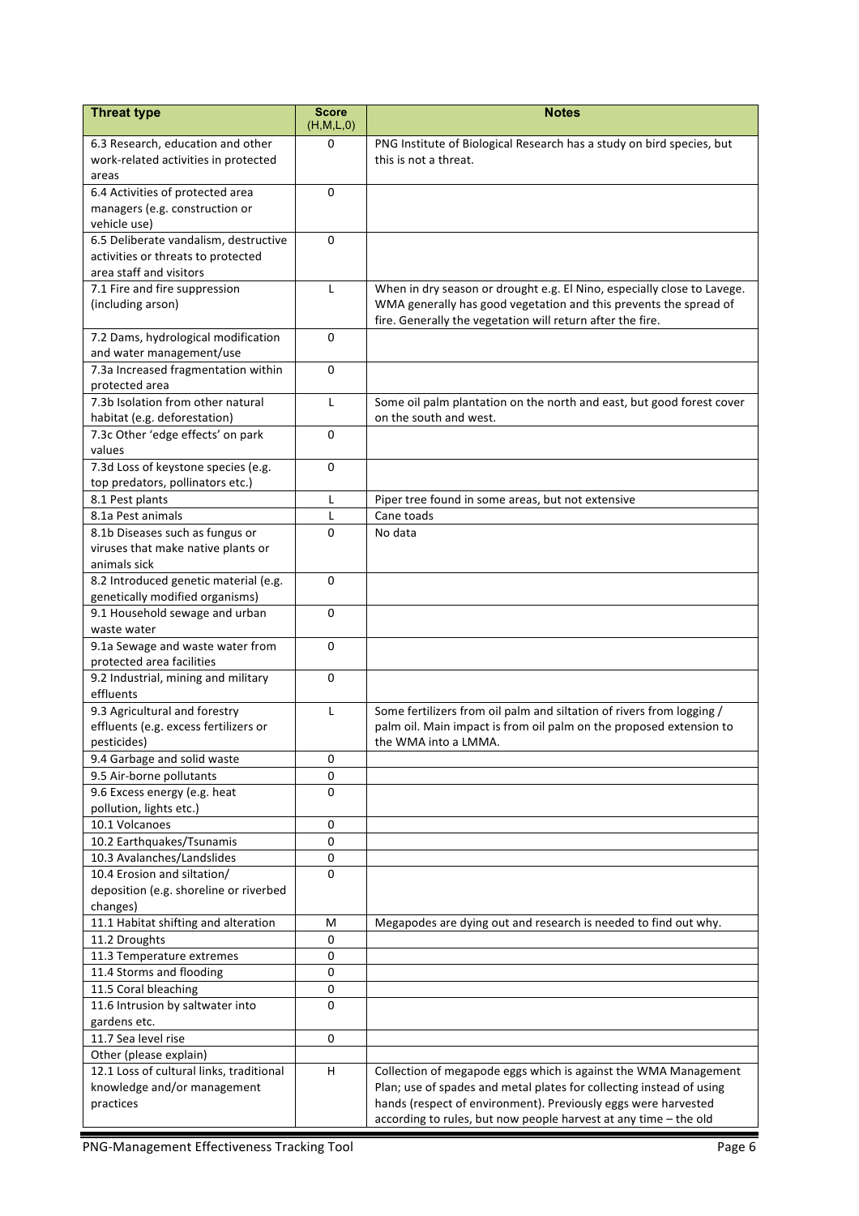| Threat type | Score (H,M,L,0) | Notes |
|---|---|---|
| 6.3 Research, education and other work-related activities in protected areas | 0 | PNG Institute of Biological Research has a study on bird species, but this is not a threat. |
| 6.4 Activities of protected area managers (e.g. construction or vehicle use) | 0 | |
| 6.5 Deliberate vandalism, destructive activities or threats to protected area staff and visitors | 0 | |
| 7.1 Fire and fire suppression (including arson) | L | When in dry season or drought e.g. El Nino, especially close to Lavege. WMA generally has good vegetation and this prevents the spread of fire. Generally the vegetation will return after the fire. |
| 7.2 Dams, hydrological modification and water management/use | 0 | |
| 7.3a Increased fragmentation within protected area | 0 | |
| 7.3b Isolation from other natural habitat (e.g. deforestation) | L | Some oil palm plantation on the north and east, but good forest cover on the south and west. |
| 7.3c Other 'edge effects' on park values | 0 | |
| 7.3d Loss of keystone species (e.g. top predators, pollinators etc.) | 0 | |
| 8.1 Pest plants | L | Piper tree found in some areas, but not extensive |
| 8.1a Pest animals | L | Cane toads |
| 8.1b Diseases such as fungus or viruses that make native plants or animals sick | 0 | No data |
| 8.2 Introduced genetic material (e.g. genetically modified organisms) | 0 | |
| 9.1 Household sewage and urban waste water | 0 | |
| 9.1a Sewage and waste water from protected area facilities | 0 | |
| 9.2 Industrial, mining and military effluents | 0 | |
| 9.3 Agricultural and forestry effluents (e.g. excess fertilizers or pesticides) | L | Some fertilizers from oil palm and siltation of rivers from logging / palm oil. Main impact is from oil palm on the proposed extension to the WMA into a LMMA. |
| 9.4 Garbage and solid waste | 0 | |
| 9.5 Air-borne pollutants | 0 | |
| 9.6 Excess energy (e.g. heat pollution, lights etc.) | 0 | |
| 10.1 Volcanoes | 0 | |
| 10.2 Earthquakes/Tsunamis | 0 | |
| 10.3 Avalanches/Landslides | 0 | |
| 10.4 Erosion and siltation/ deposition (e.g. shoreline or riverbed changes) | 0 | |
| 11.1 Habitat shifting and alteration | M | Megapodes are dying out and research is needed to find out why. |
| 11.2 Droughts | 0 | |
| 11.3 Temperature extremes | 0 | |
| 11.4 Storms and flooding | 0 | |
| 11.5 Coral bleaching | 0 | |
| 11.6 Intrusion by saltwater into gardens etc. | 0 | |
| 11.7 Sea level rise | 0 | |
| Other (please explain) | | |
| 12.1 Loss of cultural links, traditional knowledge and/or management practices | H | Collection of megapode eggs which is against the WMA Management Plan; use of spades and metal plates for collecting instead of using hands (respect of environment). Previously eggs were harvested according to rules, but now people harvest at any time – the old |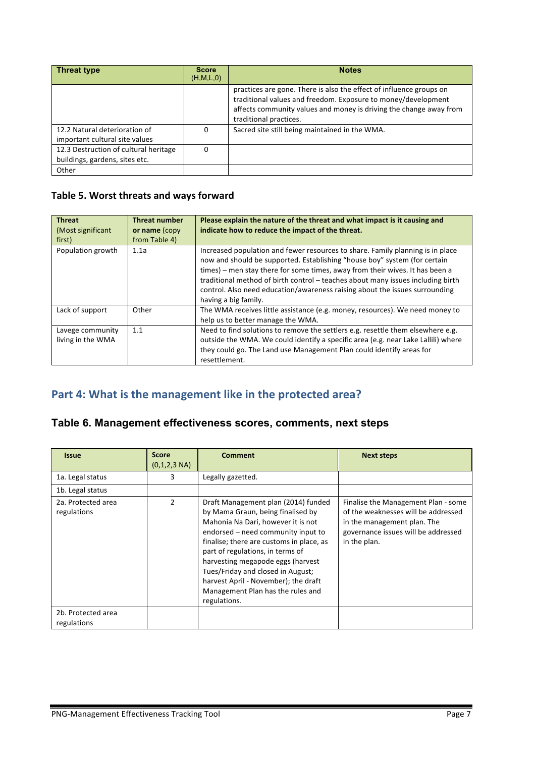| Threat type | Score (H,M,L,0) | Notes |
|---|---|---|
| | | practices are gone. There is also the effect of influence groups on traditional values and freedom. Exposure to money/development affects community values and money is driving the change away from traditional practices. |
| 12.2 Natural deterioration of important cultural site values | 0 | Sacred site still being maintained in the WMA. |
| 12.3 Destruction of cultural heritage buildings, gardens, sites etc. | 0 | |
| Other | | |

### Table 5. Worst threats and ways forward

| Threat (Most significant first) | Threat number or name (copy from Table 4) | Please explain the nature of the threat and what impact is it causing and indicate how to reduce the impact of the threat. |
|---|---|---|
| Population growth | 1.1a | Increased population and fewer resources to share. Family planning is in place now and should be supported. Establishing "house boy" system (for certain times) – men stay there for some times, away from their wives. It has been a traditional method of birth control – teaches about many issues including birth control. Also need education/awareness raising about the issues surrounding having a big family. |
| Lack of support | Other | The WMA receives little assistance (e.g. money, resources). We need money to help us to better manage the WMA. |
| Lavege community living in the WMA | 1.1 | Need to find solutions to remove the settlers e.g. resettle them elsewhere e.g. outside the WMA. We could identify a specific area (e.g. near Lake Lallili) where they could go. The Land use Management Plan could identify areas for resettlement. |

## Part 4: What is the management like in the protected area?

### Table 6. Management effectiveness scores, comments, next steps

| Issue | Score (0,1,2,3 NA) | Comment | Next steps |
|---|---|---|---|
| 1a. Legal status | 3 | Legally gazetted. | |
| 1b. Legal status | | | |
| 2a. Protected area regulations | 2 | Draft Management plan (2014) funded by Mama Graun, being finalised by Mahonia Na Dari, however it is not endorsed – need community input to finalise; there are customs in place, as part of regulations, in terms of harvesting megapode eggs (harvest Tues/Friday and closed in August; harvest April - November); the draft Management Plan has the rules and regulations. | Finalise the Management Plan - some of the weaknesses will be addressed in the management plan. The governance issues will be addressed in the plan. |
| 2b. Protected area regulations | | | |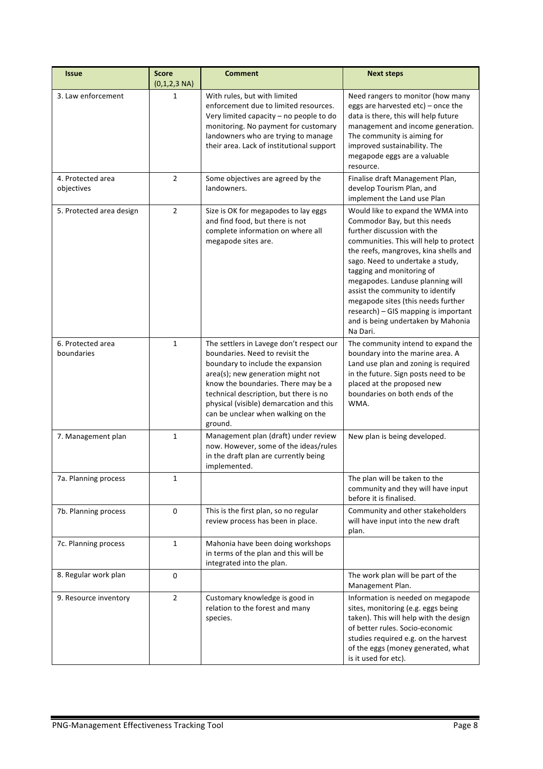| Issue | Score (0,1,2,3 NA) | Comment | Next steps |
|---|---|---|---|
| 3. Law enforcement | 1 | With rules, but with limited enforcement due to limited resources. Very limited capacity – no people to do monitoring. No payment for customary landowners who are trying to manage their area. Lack of institutional support | Need rangers to monitor (how many eggs are harvested etc) – once the data is there, this will help future management and income generation. The community is aiming for improved sustainability. The megapode eggs are a valuable resource. |
| 4. Protected area objectives | 2 | Some objectives are agreed by the landowners. | Finalise draft Management Plan, develop Tourism Plan, and implement the Land use Plan |
| 5. Protected area design | 2 | Size is OK for megapodes to lay eggs and find food, but there is not complete information on where all megapode sites are. | Would like to expand the WMA into Commodor Bay, but this needs further discussion with the communities. This will help to protect the reefs, mangroves, kina shells and sago. Need to undertake a study, tagging and monitoring of megapodes. Landuse planning will assist the community to identify megapode sites (this needs further research) – GIS mapping is important and is being undertaken by Mahonia Na Dari. |
| 6. Protected area boundaries | 1 | The settlers in Lavege don't respect our boundaries. Need to revisit the boundary to include the expansion area(s); new generation might not know the boundaries. There may be a technical description, but there is no physical (visible) demarcation and this can be unclear when walking on the ground. | The community intend to expand the boundary into the marine area. A Land use plan and zoning is required in the future. Sign posts need to be placed at the proposed new boundaries on both ends of the WMA. |
| 7. Management plan | 1 | Management plan (draft) under review now. However, some of the ideas/rules in the draft plan are currently being implemented. | New plan is being developed. |
| 7a. Planning process | 1 | | The plan will be taken to the community and they will have input before it is finalised. |
| 7b. Planning process | 0 | This is the first plan, so no regular review process has been in place. | Community and other stakeholders will have input into the new draft plan. |
| 7c. Planning process | 1 | Mahonia have been doing workshops in terms of the plan and this will be integrated into the plan. | |
| 8. Regular work plan | 0 | | The work plan will be part of the Management Plan. |
| 9. Resource inventory | 2 | Customary knowledge is good in relation to the forest and many species. | Information is needed on megapode sites, monitoring (e.g. eggs being taken). This will help with the design of better rules. Socio-economic studies required e.g. on the harvest of the eggs (money generated, what is it used for etc). |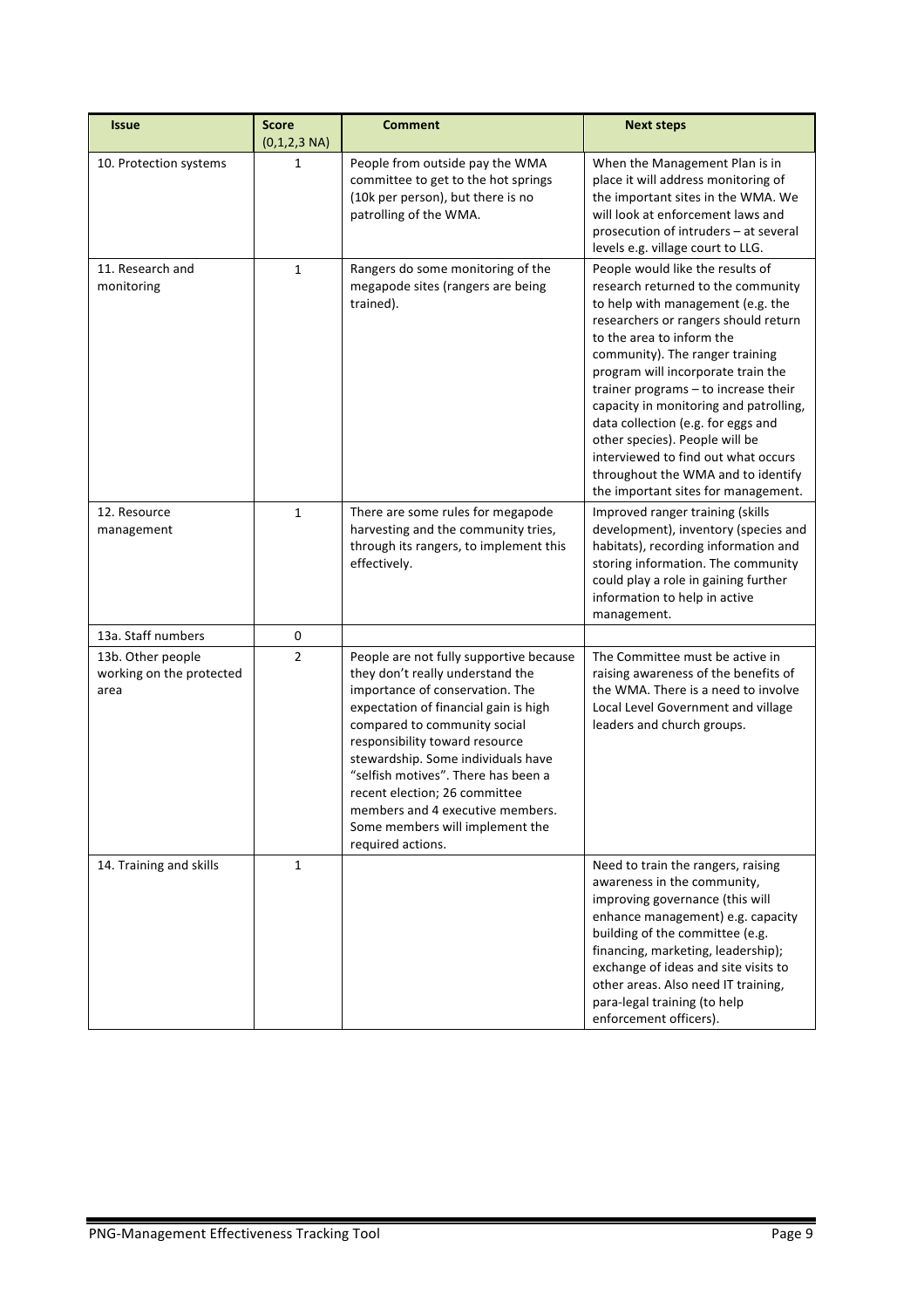| Issue | Score (0,1,2,3 NA) | Comment | Next steps |
| --- | --- | --- | --- |
| 10. Protection systems | 1 | People from outside pay the WMA committee to get to the hot springs (10k per person), but there is no patrolling of the WMA. | When the Management Plan is in place it will address monitoring of the important sites in the WMA. We will look at enforcement laws and prosecution of intruders – at several levels e.g. village court to LLG. |
| 11. Research and monitoring | 1 | Rangers do some monitoring of the megapode sites (rangers are being trained). | People would like the results of research returned to the community to help with management (e.g. the researchers or rangers should return to the area to inform the community). The ranger training program will incorporate train the trainer programs – to increase their capacity in monitoring and patrolling, data collection (e.g. for eggs and other species). People will be interviewed to find out what occurs throughout the WMA and to identify the important sites for management. |
| 12. Resource management | 1 | There are some rules for megapode harvesting and the community tries, through its rangers, to implement this effectively. | Improved ranger training (skills development), inventory (species and habitats), recording information and storing information. The community could play a role in gaining further information to help in active management. |
| 13a. Staff numbers | 0 | | |
| 13b. Other people working on the protected area | 2 | People are not fully supportive because they don't really understand the importance of conservation. The expectation of financial gain is high compared to community social responsibility toward resource stewardship. Some individuals have "selfish motives". There has been a recent election; 26 committee members and 4 executive members. Some members will implement the required actions. | The Committee must be active in raising awareness of the benefits of the WMA. There is a need to involve Local Level Government and village leaders and church groups. |
| 14. Training and skills | 1 | | Need to train the rangers, raising awareness in the community, improving governance (this will enhance management) e.g. capacity building of the committee (e.g. financing, marketing, leadership); exchange of ideas and site visits to other areas. Also need IT training, para-legal training (to help enforcement officers). |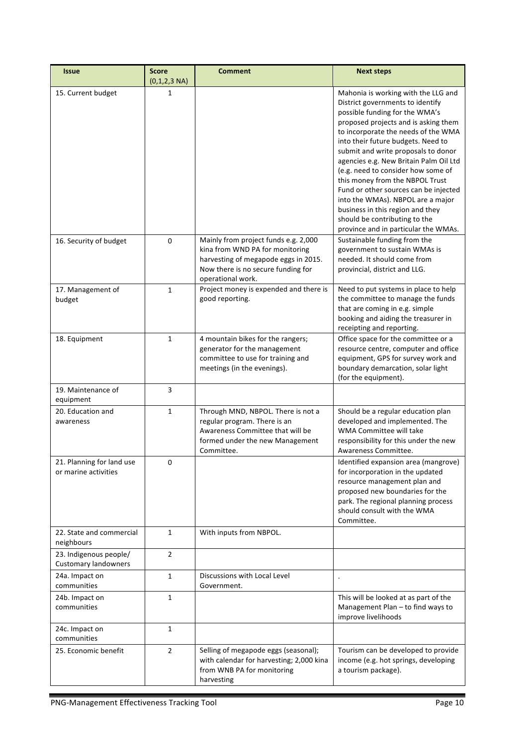| Issue | Score (0,1,2,3 NA) | Comment | Next steps |
|---|---|---|---|
| 15. Current budget | 1 | | Mahonia is working with the LLG and District governments to identify possible funding for the WMA's proposed projects and is asking them to incorporate the needs of the WMA into their future budgets. Need to submit and write proposals to donor agencies e.g. New Britain Palm Oil Ltd (e.g. need to consider how some of this money from the NBPOL Trust Fund or other sources can be injected into the WMAs). NBPOL are a major business in this region and they should be contributing to the province and in particular the WMAs. |
| 16. Security of budget | 0 | Mainly from project funds e.g. 2,000 kina from WND PA for monitoring harvesting of megapode eggs in 2015. Now there is no secure funding for operational work. | Sustainable funding from the government to sustain WMAs is needed. It should come from provincial, district and LLG. |
| 17. Management of budget | 1 | Project money is expended and there is good reporting. | Need to put systems in place to help the committee to manage the funds that are coming in e.g. simple booking and aiding the treasurer in receipting and reporting. |
| 18. Equipment | 1 | 4 mountain bikes for the rangers; generator for the management committee to use for training and meetings (in the evenings). | Office space for the committee or a resource centre, computer and office equipment, GPS for survey work and boundary demarcation, solar light (for the equipment). |
| 19. Maintenance of equipment | 3 | | |
| 20. Education and awareness | 1 | Through MND, NBPOL. There is not a regular program. There is an Awareness Committee that will be formed under the new Management Committee. | Should be a regular education plan developed and implemented. The WMA Committee will take responsibility for this under the new Awareness Committee. |
| 21. Planning for land use or marine activities | 0 | | Identified expansion area (mangrove) for incorporation in the updated resource management plan and proposed new boundaries for the park. The regional planning process should consult with the WMA Committee. |
| 22. State and commercial neighbours | 1 | With inputs from NBPOL. | |
| 23. Indigenous people/ Customary landowners | 2 | | |
| 24a. Impact on communities | 1 | Discussions with Local Level Government. | . |
| 24b. Impact on communities | 1 | | This will be looked at as part of the Management Plan – to find ways to improve livelihoods |
| 24c. Impact on communities | 1 | | |
| 25. Economic benefit | 2 | Selling of megapode eggs (seasonal); with calendar for harvesting; 2,000 kina from WNB PA for monitoring harvesting | Tourism can be developed to provide income (e.g. hot springs, developing a tourism package). |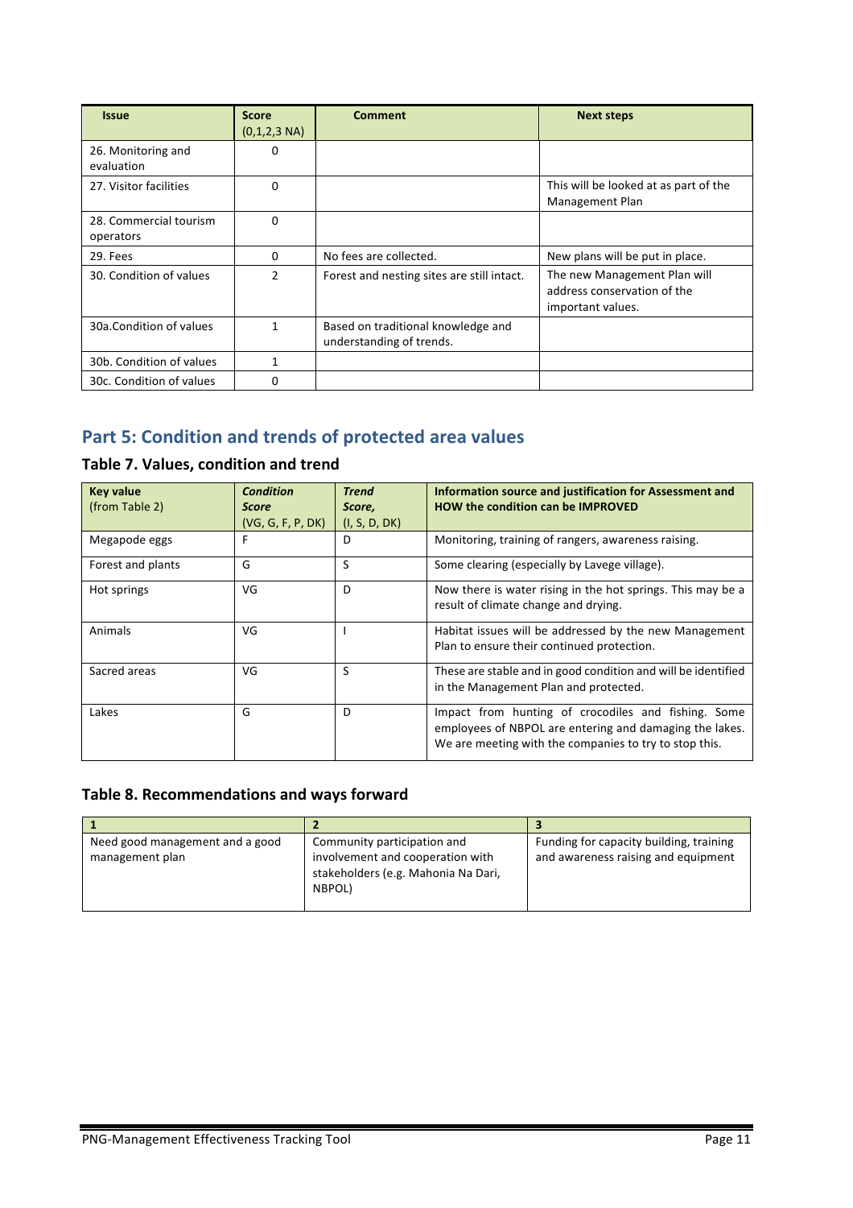| Issue | Score (0,1,2,3 NA) | Comment | Next steps |
|---|---|---|---|
| 26. Monitoring and evaluation | 0 | | |
| 27. Visitor facilities | 0 | | This will be looked at as part of the Management Plan |
| 28. Commercial tourism operators | 0 | | |
| 29. Fees | 0 | No fees are collected. | New plans will be put in place. |
| 30. Condition of values | 2 | Forest and nesting sites are still intact. | The new Management Plan will address conservation of the important values. |
| 30a.Condition of values | 1 | Based on traditional knowledge and understanding of trends. | |
| 30b. Condition of values | 1 | | |
| 30c. Condition of values | 0 | | |

## Part 5: Condition and trends of protected area values

### Table 7. Values, condition and trend

| Key value (from Table 2) | *Condition Score* (VG, G, F, P, DK) | *Trend Score,* (I, S, D, DK) | Information source and justification for Assessment and HOW the condition can be IMPROVED |
|---|---|---|---|
| Megapode eggs | F | D | Monitoring, training of rangers, awareness raising. |
| Forest and plants | G | S | Some clearing (especially by Lavege village). |
| Hot springs | VG | D | Now there is water rising in the hot springs. This may be a result of climate change and drying. |
| Animals | VG | I | Habitat issues will be addressed by the new Management Plan to ensure their continued protection. |
| Sacred areas | VG | S | These are stable and in good condition and will be identified in the Management Plan and protected. |
| Lakes | G | D | Impact from hunting of crocodiles and fishing. Some employees of NBPOL are entering and damaging the lakes. We are meeting with the companies to try to stop this. |

### Table 8. Recommendations and ways forward

| 1 | 2 | 3 |
|---|---|---|
| Need good management and a good management plan | Community participation and involvement and cooperation with stakeholders (e.g. Mahonia Na Dari, NBPOL) | Funding for capacity building, training and awareness raising and equipment |